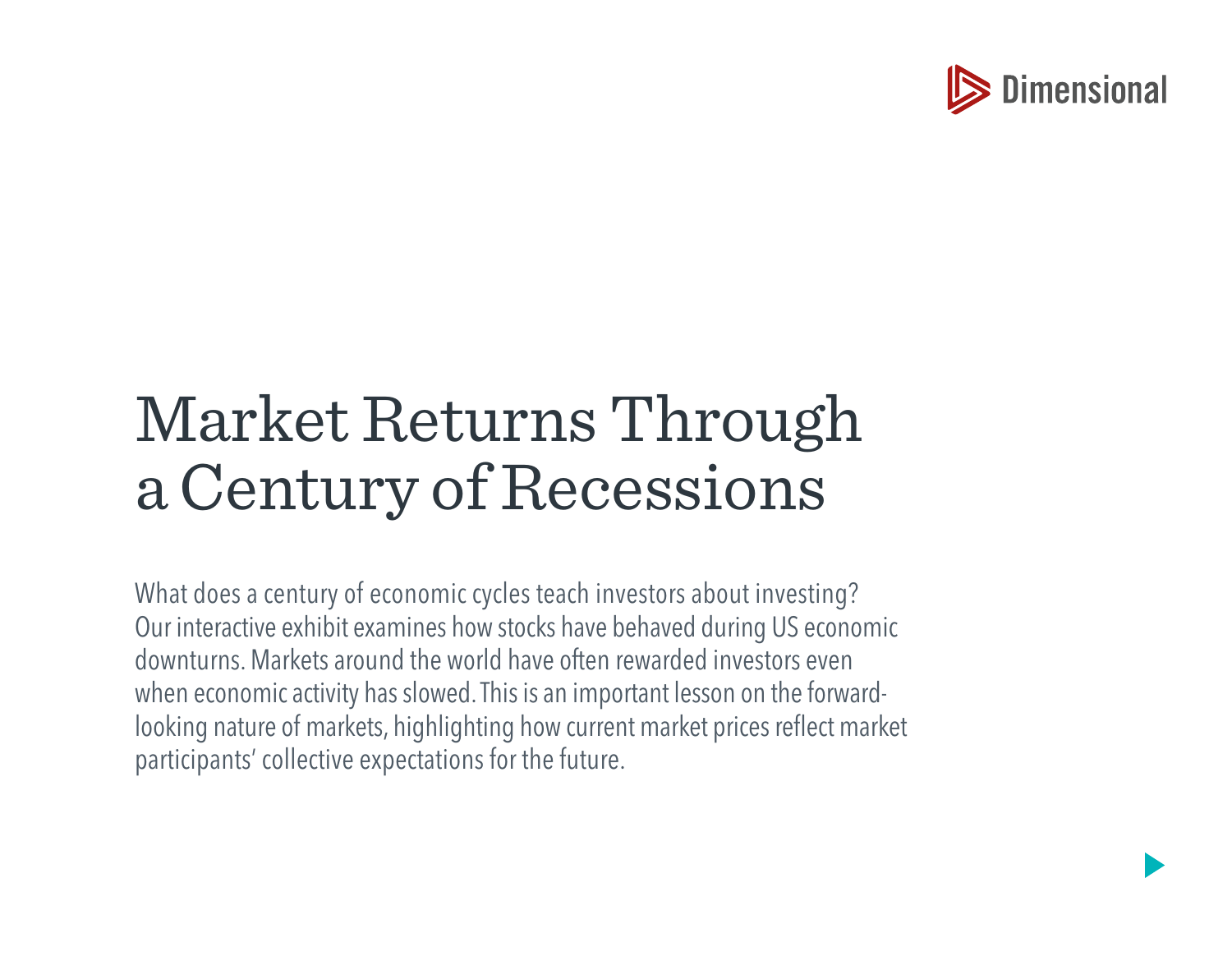Dimensional

# Market Returns Through a Century of Recessions

What does a century of economic cycles teach investors about investing? Our interactive exhibit examines how stocks have behaved during US economic downturns. Markets around the world have often rewarded investors even when economic activity has slowed. This is an important lesson on the forward-looking nature of markets, highlighting how current market prices reflect market participants' collective expectations for the future.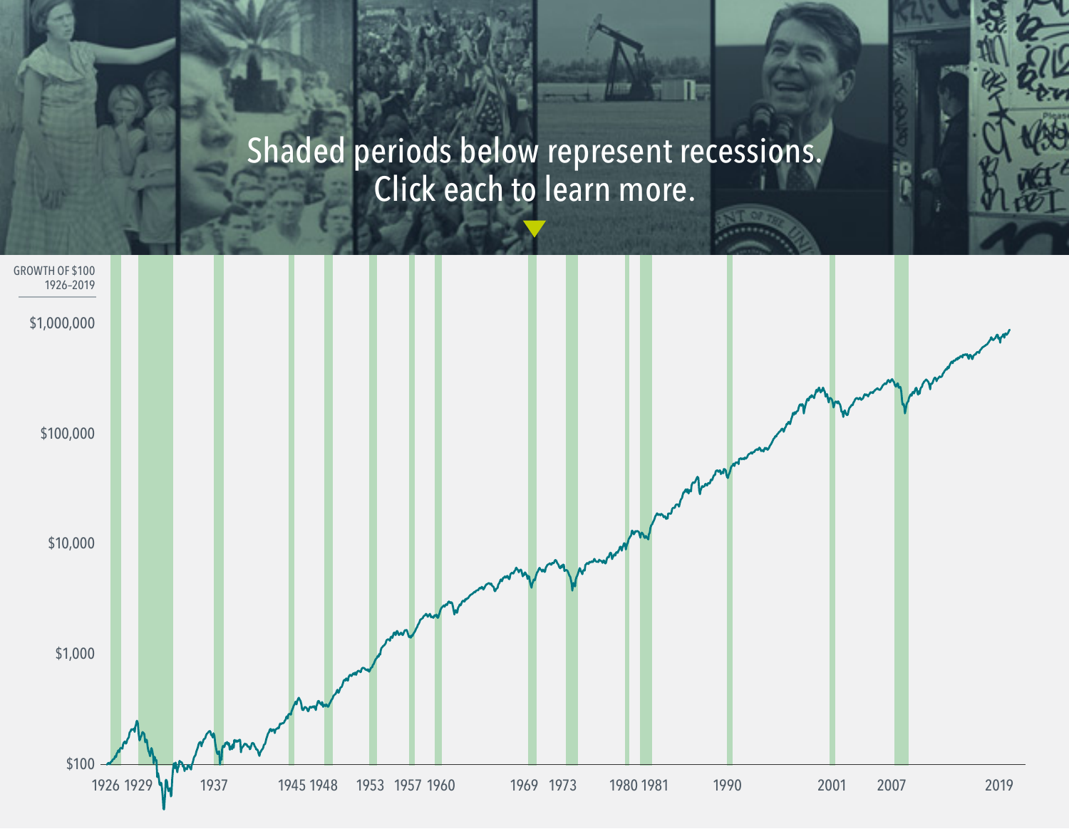Shaded periods below represent recessions.
Click each to learn more.

GROWTH OF $100
1926–2019

$1,000,000

$100,000

$10,000

$1,000

$100

1926 1929 1937 1945 1948 1953 1957 1960 1969 1973 1980 1981 1990 2001 2007 2019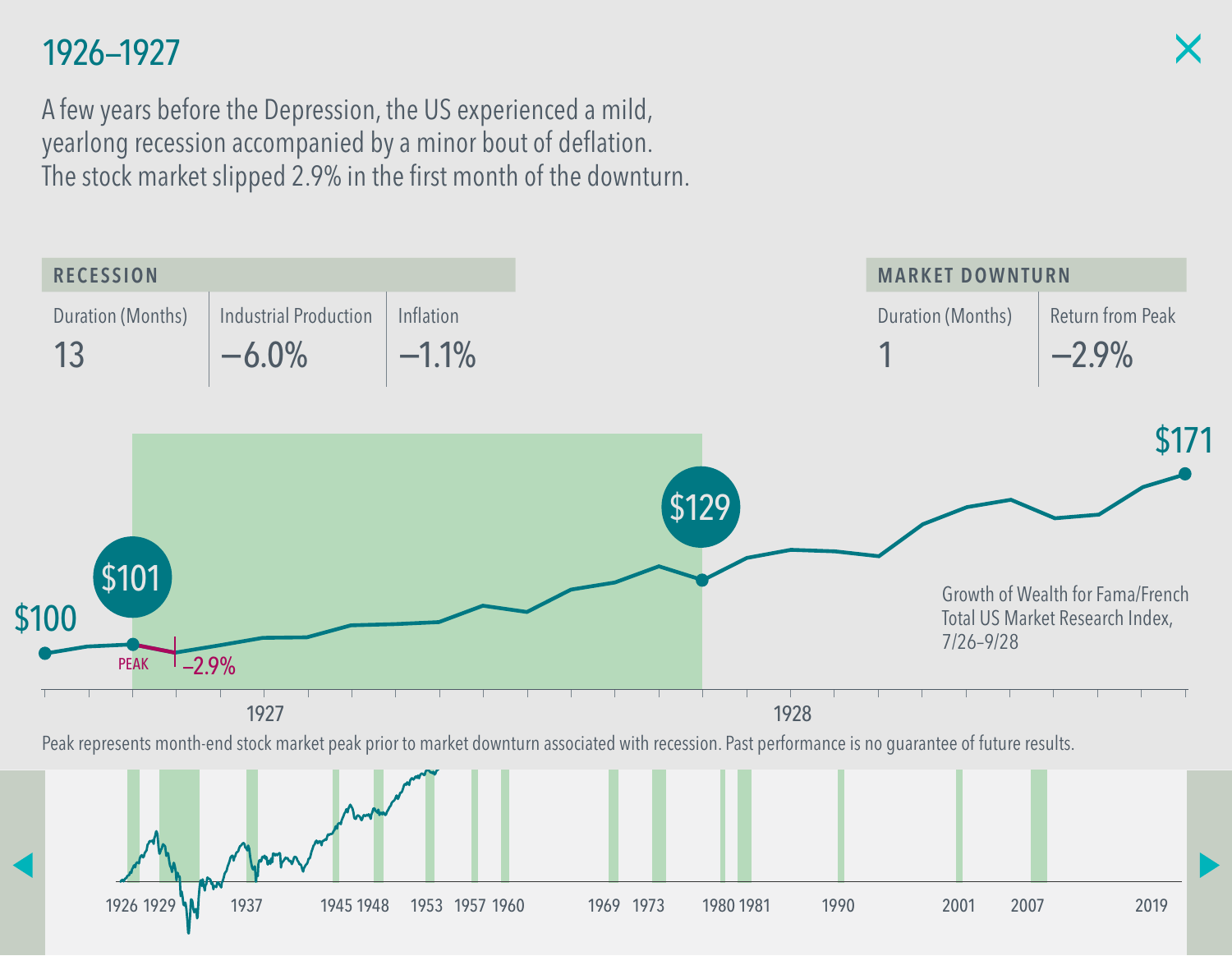# 1926–1927

A few years before the Depression, the US experienced a mild, yearlong recession accompanied by a minor bout of deflation. The stock market slipped 2.9% in the first month of the downturn.

| RECESSION | | | MARKET DOWNTURN | |
|---|---|---|---|---|
| Duration (Months) | Industrial Production | Inflation | Duration (Months) | Return from Peak |
| 13 | –6.0% | –1.1% | 1 | –2.9% |

$100

$101

PEAK

–2.9%

$129

$171

Growth of Wealth for Fama/French Total US Market Research Index, 7/26–9/28

1927 1928

Peak represents month-end stock market peak prior to market downturn associated with recession. Past performance is no guarantee of future results.

1926 1929 1937 1945 1948 1953 1957 1960 1969 1973 1980 1981 1990 2001 2007 2019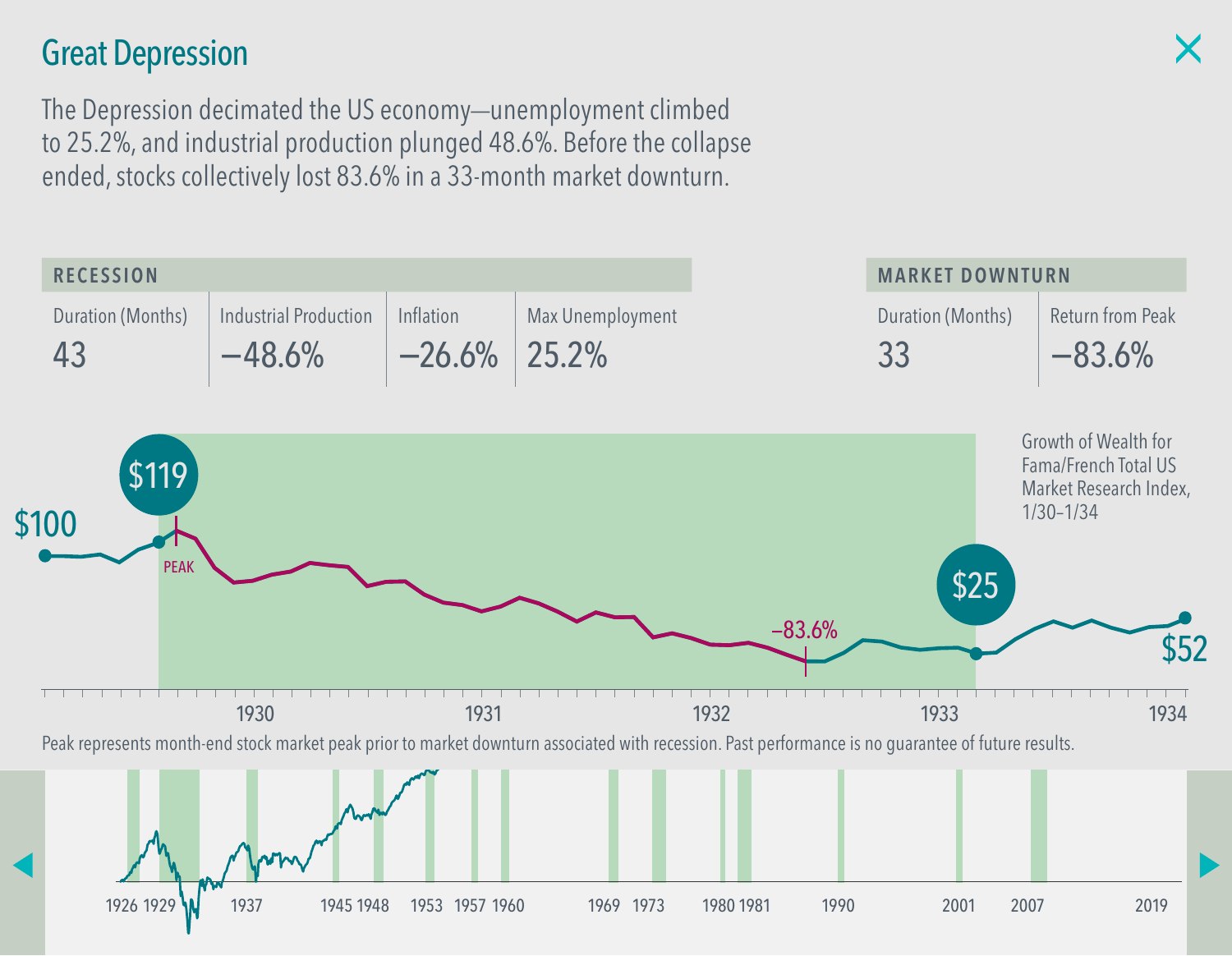# Great Depression

The Depression decimated the US economy—unemployment climbed to 25.2%, and industrial production plunged 48.6%. Before the collapse ended, stocks collectively lost 83.6% in a 33-month market downturn.

| RECESSION | | | | MARKET DOWNTURN | |
|---|---|---|---|---|---|
| Duration (Months) | Industrial Production | Inflation | Max Unemployment | Duration (Months) | Return from Peak |
| 43 | –48.6% | –26.6% | 25.2% | 33 | –83.6% |

Growth of Wealth for Fama/French Total US Market Research Index, 1/30–1/34

$100 · $119 · PEAK · –83.6% · $25 · $52

1930 · 1931 · 1932 · 1933 · 1934

Peak represents month-end stock market peak prior to market downturn associated with recession. Past performance is no guarantee of future results.

1926 · 1929 · 1937 · 1945 · 1948 · 1953 · 1957 · 1960 · 1969 · 1973 · 1980 · 1981 · 1990 · 2001 · 2007 · 2019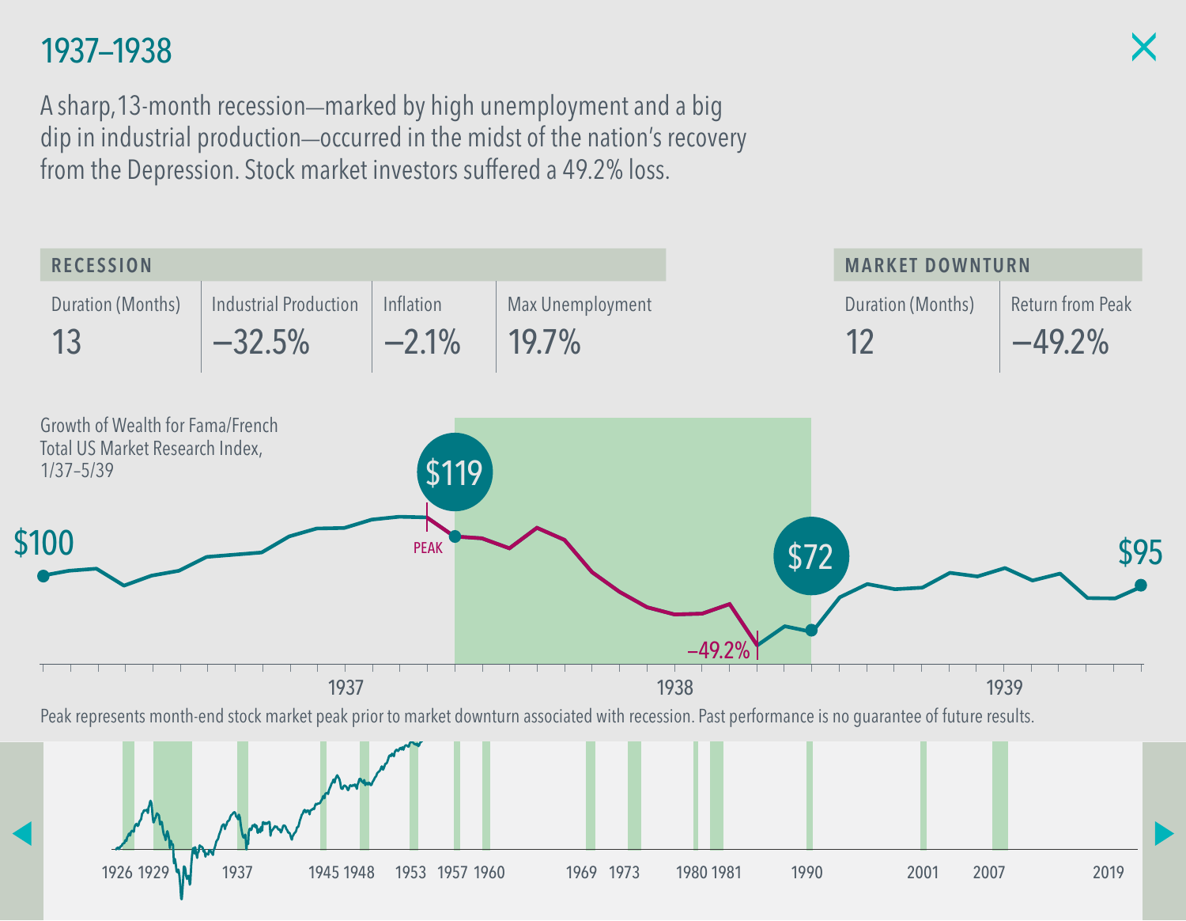# 1937–1938

A sharp, 13-month recession—marked by high unemployment and a big dip in industrial production—occurred in the midst of the nation's recovery from the Depression. Stock market investors suffered a 49.2% loss.

| RECESSION | | | | MARKET DOWNTURN | |
|---|---|---|---|---|---|
| Duration (Months) | Industrial Production | Inflation | Max Unemployment | Duration (Months) | Return from Peak |
| 13 | –32.5% | –2.1% | 19.7% | 12 | –49.2% |

Growth of Wealth for Fama/French Total US Market Research Index, 1/37–5/39

$100 · PEAK · $119 · –49.2% · $72 · $95

1937 · 1938 · 1939

Peak represents month-end stock market peak prior to market downturn associated with recession. Past performance is no guarantee of future results.

1926 · 1929 · 1937 · 1945 · 1948 · 1953 · 1957 · 1960 · 1969 · 1973 · 1980 · 1981 · 1990 · 2001 · 2007 · 2019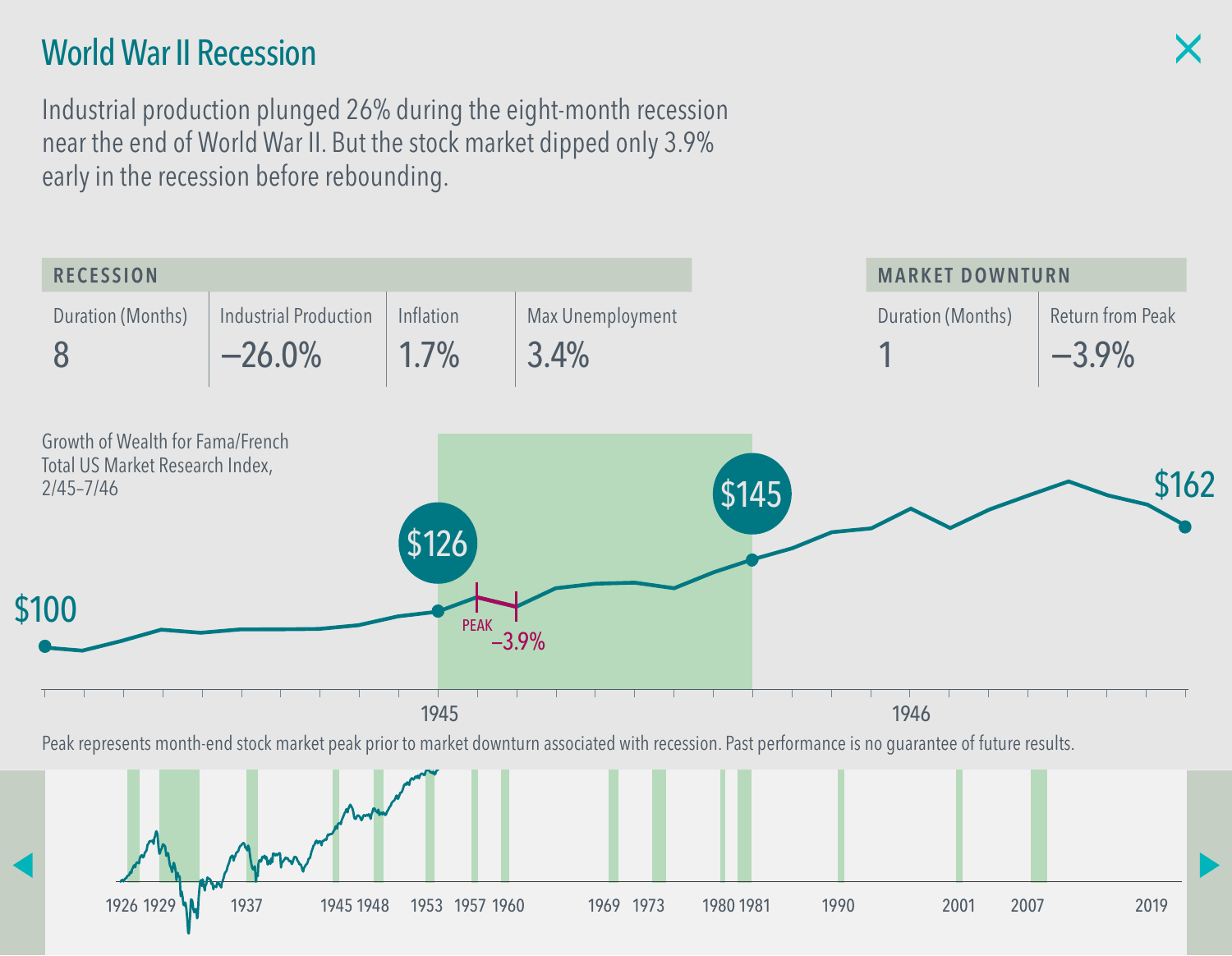# World War II Recession

Industrial production plunged 26% during the eight-month recession near the end of World War II. But the stock market dipped only 3.9% early in the recession before rebounding.

| RECESSION | | | | MARKET DOWNTURN | |
|---|---|---|---|---|---|
| Duration (Months) | Industrial Production | Inflation | Max Unemployment | Duration (Months) | Return from Peak |
| 8 | –26.0% | 1.7% | 3.4% | 1 | –3.9% |

Growth of Wealth for Fama/French Total US Market Research Index, 2/45–7/46

$100 — $126 — PEAK — –3.9% — $145 — $162

1945 — 1946

Peak represents month-end stock market peak prior to market downturn associated with recession. Past performance is no guarantee of future results.

1926 1929 1937 1945 1948 1953 1957 1960 1969 1973 1980 1981 1990 2001 2007 2019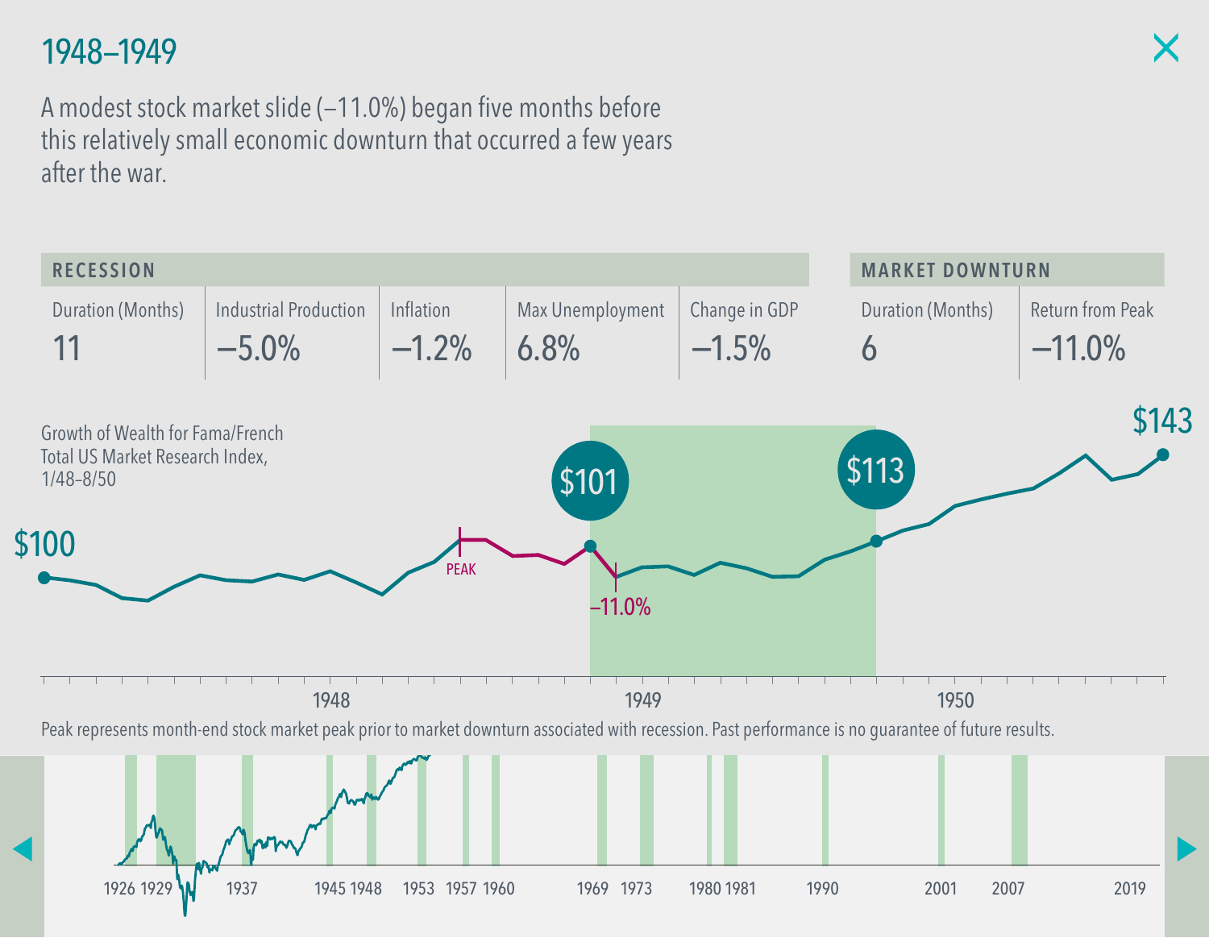# 1948–1949

A modest stock market slide (–11.0%) began five months before this relatively small economic downturn that occurred a few years after the war.

| RECESSION | | | | | MARKET DOWNTURN | |
|---|---|---|---|---|---|---|
| Duration (Months) | Industrial Production | Inflation | Max Unemployment | Change in GDP | Duration (Months) | Return from Peak |
| 11 | –5.0% | –1.2% | 6.8% | –1.5% | 6 | –11.0% |

Growth of Wealth for Fama/French Total US Market Research Index, 1/48–8/50

$100 | PEAK | $101 | –11.0% | $113 | $143

1948 | 1949 | 1950

Peak represents month-end stock market peak prior to market downturn associated with recession. Past performance is no guarantee of future results.

1926 1929 1937 1945 1948 1953 1957 1960 1969 1973 1980 1981 1990 2001 2007 2019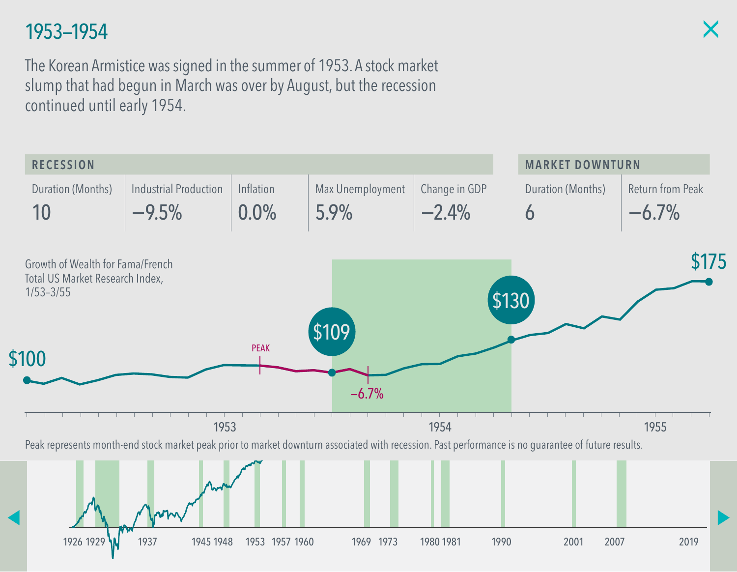# 1953–1954

The Korean Armistice was signed in the summer of 1953. A stock market slump that had begun in March was over by August, but the recession continued until early 1954.

| RECESSION | | | | | MARKET DOWNTURN | |
|---|---|---|---|---|---|---|
| Duration (Months) | Industrial Production | Inflation | Max Unemployment | Change in GDP | Duration (Months) | Return from Peak |
| 10 | −9.5% | 0.0% | 5.9% | −2.4% | 6 | −6.7% |

Growth of Wealth for Fama/French Total US Market Research Index, 1/53–3/55

$100 PEAK $109 −6.7% $130 $175

1953 1954 1955

Peak represents month-end stock market peak prior to market downturn associated with recession. Past performance is no guarantee of future results.

1926 1929 1937 1945 1948 1953 1957 1960 1969 1973 1980 1981 1990 2001 2007 2019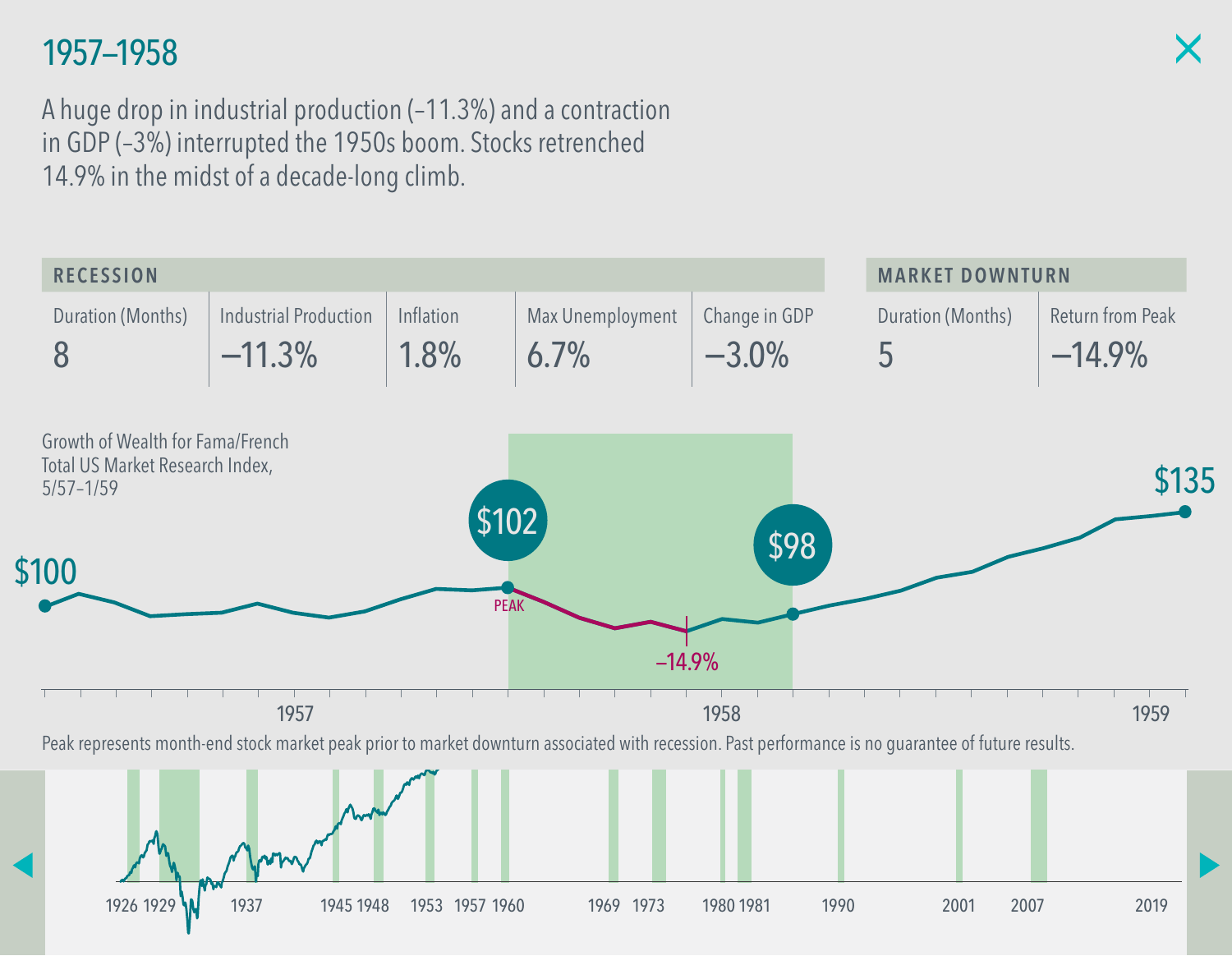# 1957–1958

A huge drop in industrial production (–11.3%) and a contraction in GDP (–3%) interrupted the 1950s boom. Stocks retrenched 14.9% in the midst of a decade-long climb.

| RECESSION | | | | | MARKET DOWNTURN | |
|---|---|---|---|---|---|---|
| Duration (Months) | Industrial Production | Inflation | Max Unemployment | Change in GDP | Duration (Months) | Return from Peak |
| 8 | –11.3% | 1.8% | 6.7% | –3.0% | 5 | –14.9% |

Growth of Wealth for Fama/French Total US Market Research Index, 5/57–1/59

$100 — $102 (PEAK) — –14.9% — $98 — $135

1957 | 1958 | 1959

Peak represents month-end stock market peak prior to market downturn associated with recession. Past performance is no guarantee of future results.

1926 1929 1937 1945 1948 1953 1957 1960 1969 1973 1980 1981 1990 2001 2007 2019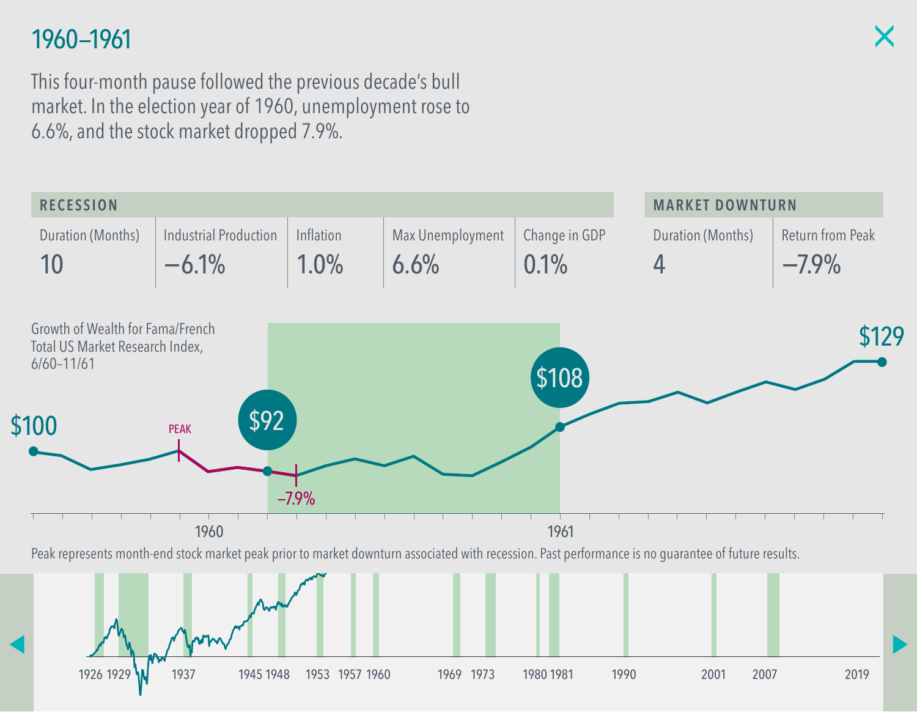# 1960–1961

This four-month pause followed the previous decade's bull market. In the election year of 1960, unemployment rose to 6.6%, and the stock market dropped 7.9%.

| RECESSION | | | | | MARKET DOWNTURN | |
|---|---|---|---|---|---|---|
| Duration (Months) | Industrial Production | Inflation | Max Unemployment | Change in GDP | Duration (Months) | Return from Peak |
| 10 | –6.1% | 1.0% | 6.6% | 0.1% | 4 | –7.9% |

Growth of Wealth for Fama/French Total US Market Research Index, 6/60–11/61

$100

PEAK

$92

–7.9%

$108

$129

1960

1961

Peak represents month-end stock market peak prior to market downturn associated with recession. Past performance is no guarantee of future results.

1926 1929 1937 1945 1948 1953 1957 1960 1969 1973 1980 1981 1990 2001 2007 2019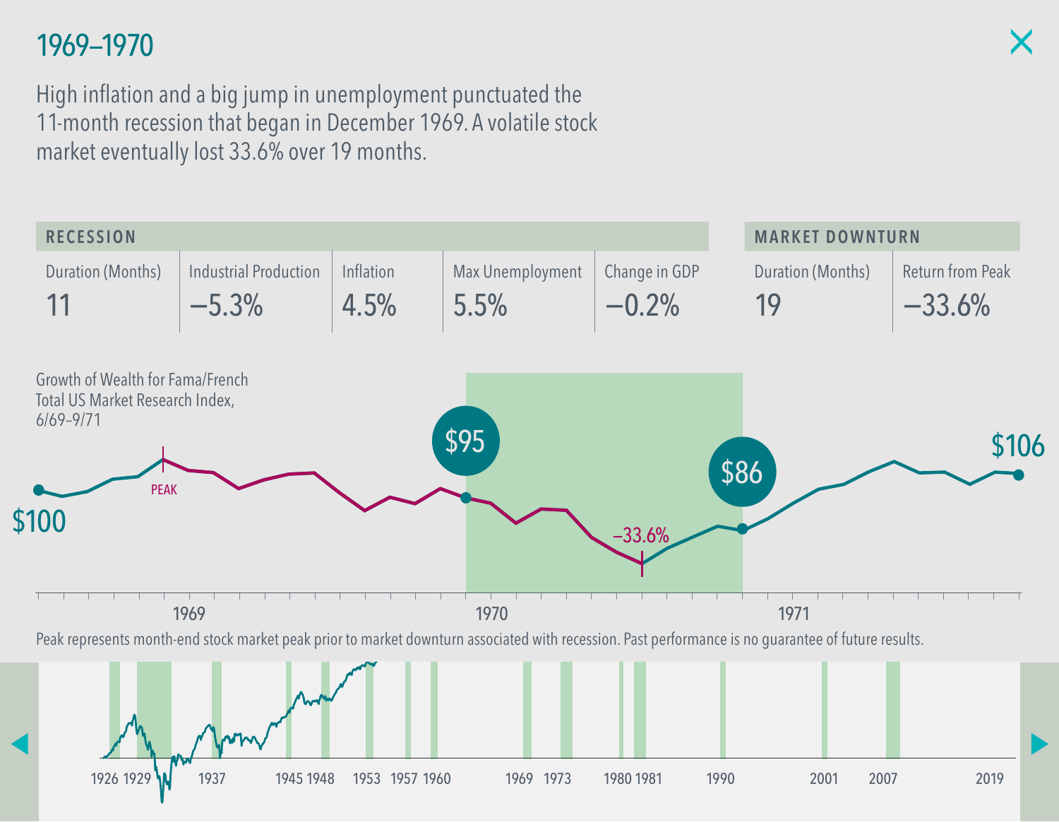# 1969–1970

High inflation and a big jump in unemployment punctuated the 11-month recession that began in December 1969. A volatile stock market eventually lost 33.6% over 19 months.

| RECESSION | | | | | MARKET DOWNTURN | |
|---|---|---|---|---|---|---|
| Duration (Months) | Industrial Production | Inflation | Max Unemployment | Change in GDP | Duration (Months) | Return from Peak |
| 11 | –5.3% | 4.5% | 5.5% | –0.2% | 19 | –33.6% |

Growth of Wealth for Fama/French Total US Market Research Index, 6/69–9/71

$100 PEAK $95 –33.6% $86 $106

1969 1970 1971

Peak represents month-end stock market peak prior to market downturn associated with recession. Past performance is no guarantee of future results.

1926 1929 1937 1945 1948 1953 1957 1960 1969 1973 1980 1981 1990 2001 2007 2019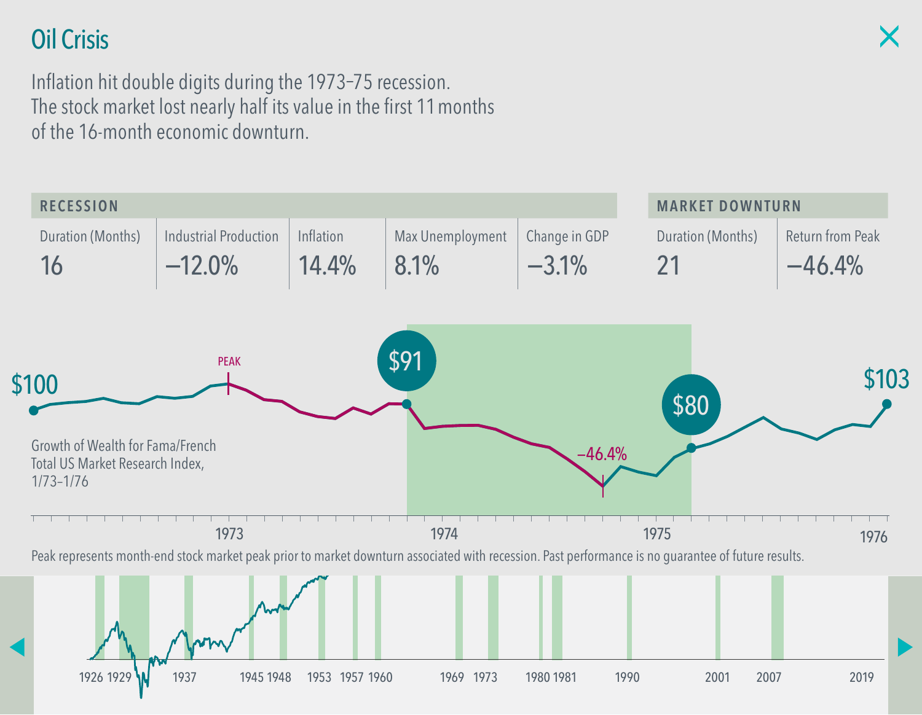# Oil Crisis

Inflation hit double digits during the 1973–75 recession.
The stock market lost nearly half its value in the first 11 months
of the 16-month economic downturn.

| RECESSION | | | | | MARKET DOWNTURN | |
|---|---|---|---|---|---|---|
| Duration (Months) | Industrial Production | Inflation | Max Unemployment | Change in GDP | Duration (Months) | Return from Peak |
| 16 | –12.0% | 14.4% | 8.1% | –3.1% | 21 | –46.4% |

$100 · PEAK · $91 · –46.4% · $80 · $103

Growth of Wealth for Fama/French Total US Market Research Index, 1/73–1/76

1973 · 1974 · 1975 · 1976

Peak represents month-end stock market peak prior to market downturn associated with recession. Past performance is no guarantee of future results.

1926 · 1929 · 1937 · 1945 · 1948 · 1953 · 1957 · 1960 · 1969 · 1973 · 1980 · 1981 · 1990 · 2001 · 2007 · 2019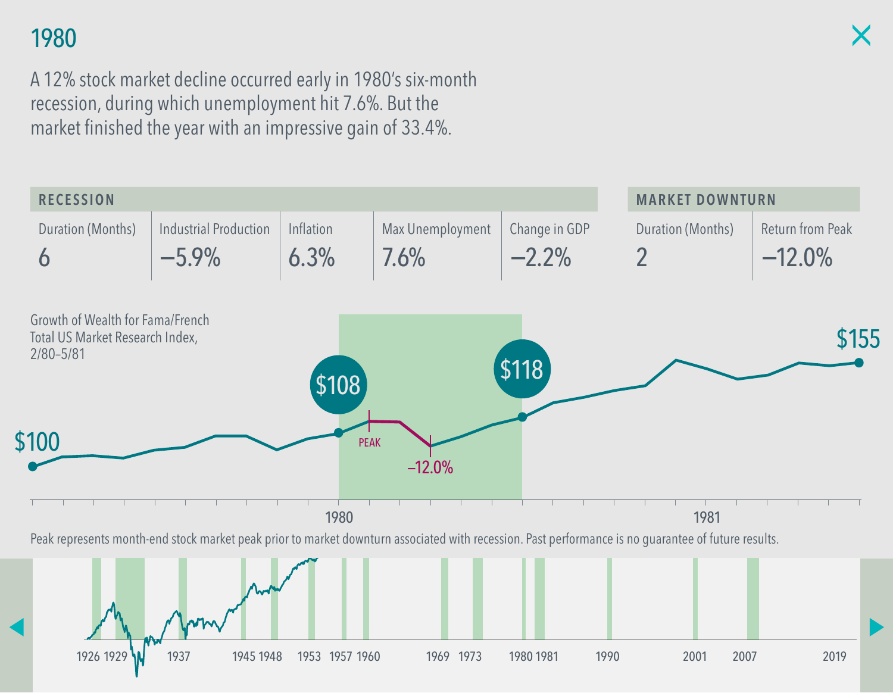# 1980

A 12% stock market decline occurred early in 1980's six-month recession, during which unemployment hit 7.6%. But the market finished the year with an impressive gain of 33.4%.

| RECESSION | | | | | MARKET DOWNTURN | |
|---|---|---|---|---|---|---|
| Duration (Months) | Industrial Production | Inflation | Max Unemployment | Change in GDP | Duration (Months) | Return from Peak |
| 6 | –5.9% | 6.3% | 7.6% | –2.2% | 2 | –12.0% |

Growth of Wealth for Fama/French Total US Market Research Index, 2/80–5/81

$100 · $108 · PEAK · –12.0% · $118 · $155

1980 · 1981

Peak represents month-end stock market peak prior to market downturn associated with recession. Past performance is no guarantee of future results.

1926 1929 1937 1945 1948 1953 1957 1960 1969 1973 1980 1981 1990 2001 2007 2019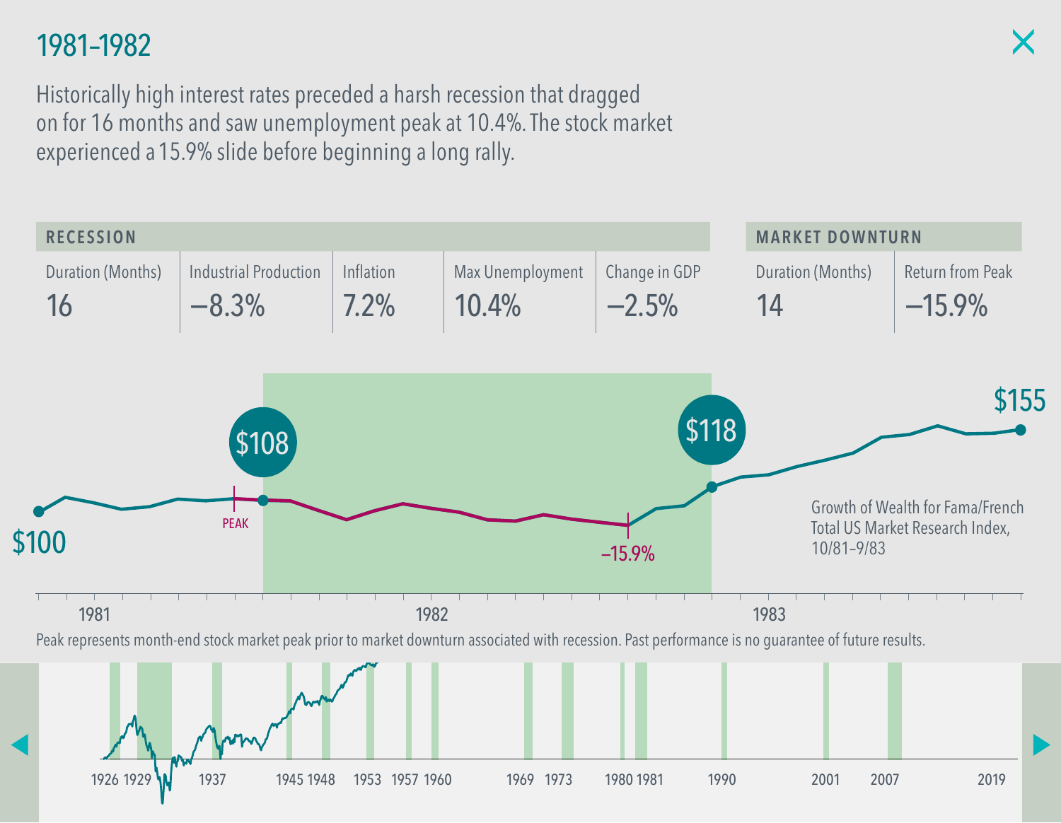# 1981–1982

Historically high interest rates preceded a harsh recession that dragged on for 16 months and saw unemployment peak at 10.4%. The stock market experienced a 15.9% slide before beginning a long rally.

| RECESSION | | | | | MARKET DOWNTURN | |
|---|---|---|---|---|---|---|
| Duration (Months) | Industrial Production | Inflation | Max Unemployment | Change in GDP | Duration (Months) | Return from Peak |
| 16 | –8.3% | 7.2% | 10.4% | –2.5% | 14 | –15.9% |

$100 · PEAK · $108 · –15.9% · $118 · $155

Growth of Wealth for Fama/French Total US Market Research Index, 10/81–9/83

1981 · 1982 · 1983

Peak represents month-end stock market peak prior to market downturn associated with recession. Past performance is no guarantee of future results.

1926 · 1929 · 1937 · 1945 · 1948 · 1953 · 1957 · 1960 · 1969 · 1973 · 1980 · 1981 · 1990 · 2001 · 2007 · 2019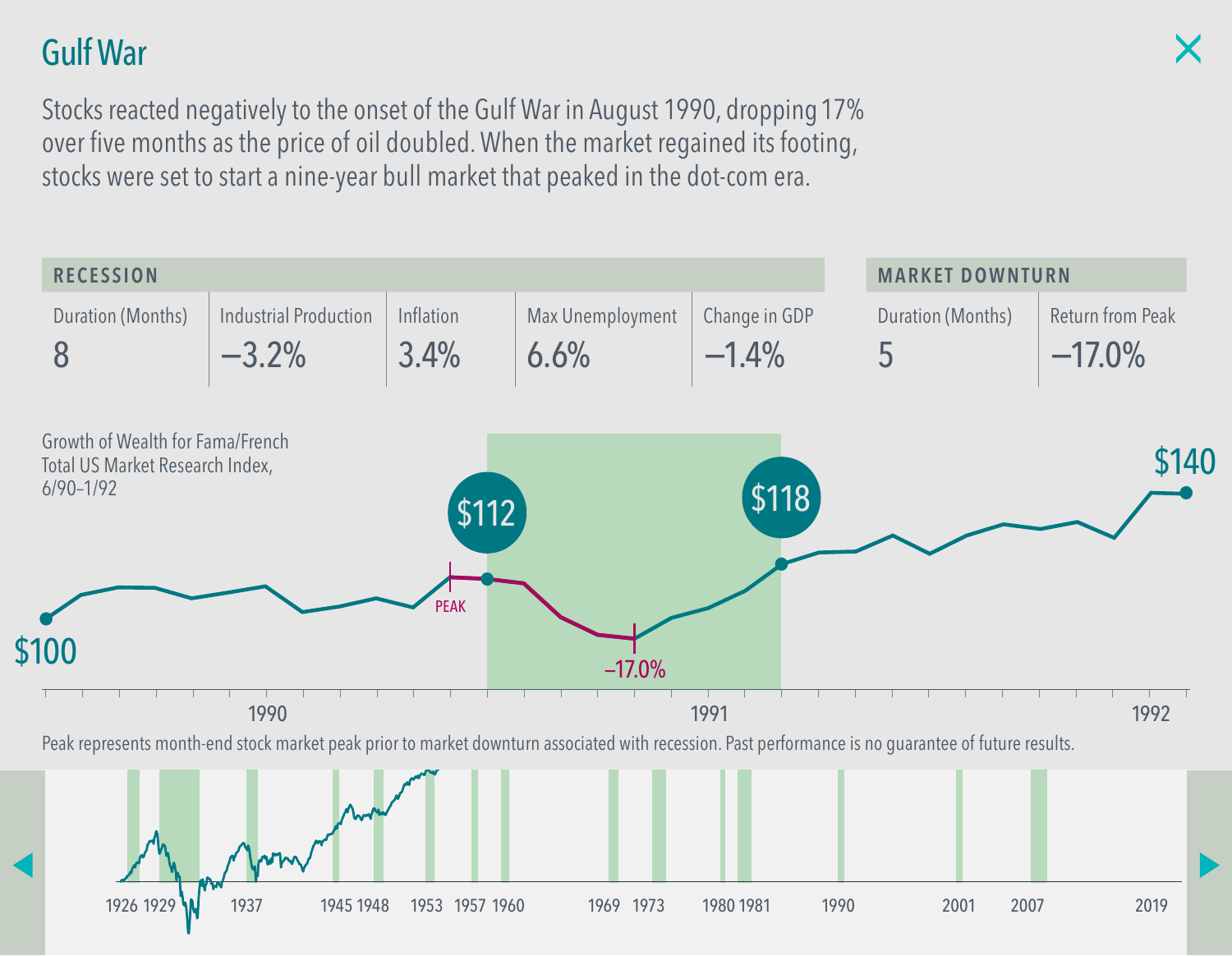# Gulf War

Stocks reacted negatively to the onset of the Gulf War in August 1990, dropping 17% over five months as the price of oil doubled. When the market regained its footing, stocks were set to start a nine-year bull market that peaked in the dot-com era.

| RECESSION | | | | | MARKET DOWNTURN | |
|---|---|---|---|---|---|---|
| Duration (Months) | Industrial Production | Inflation | Max Unemployment | Change in GDP | Duration (Months) | Return from Peak |
| 8 | –3.2% | 3.4% | 6.6% | –1.4% | 5 | –17.0% |

Growth of Wealth for Fama/French Total US Market Research Index, 6/90–1/92

$100 · PEAK · $112 · –17.0% · $118 · $140

1990 · 1991 · 1992

Peak represents month-end stock market peak prior to market downturn associated with recession. Past performance is no guarantee of future results.

1926 1929 1937 1945 1948 1953 1957 1960 1969 1973 1980 1981 1990 2001 2007 2019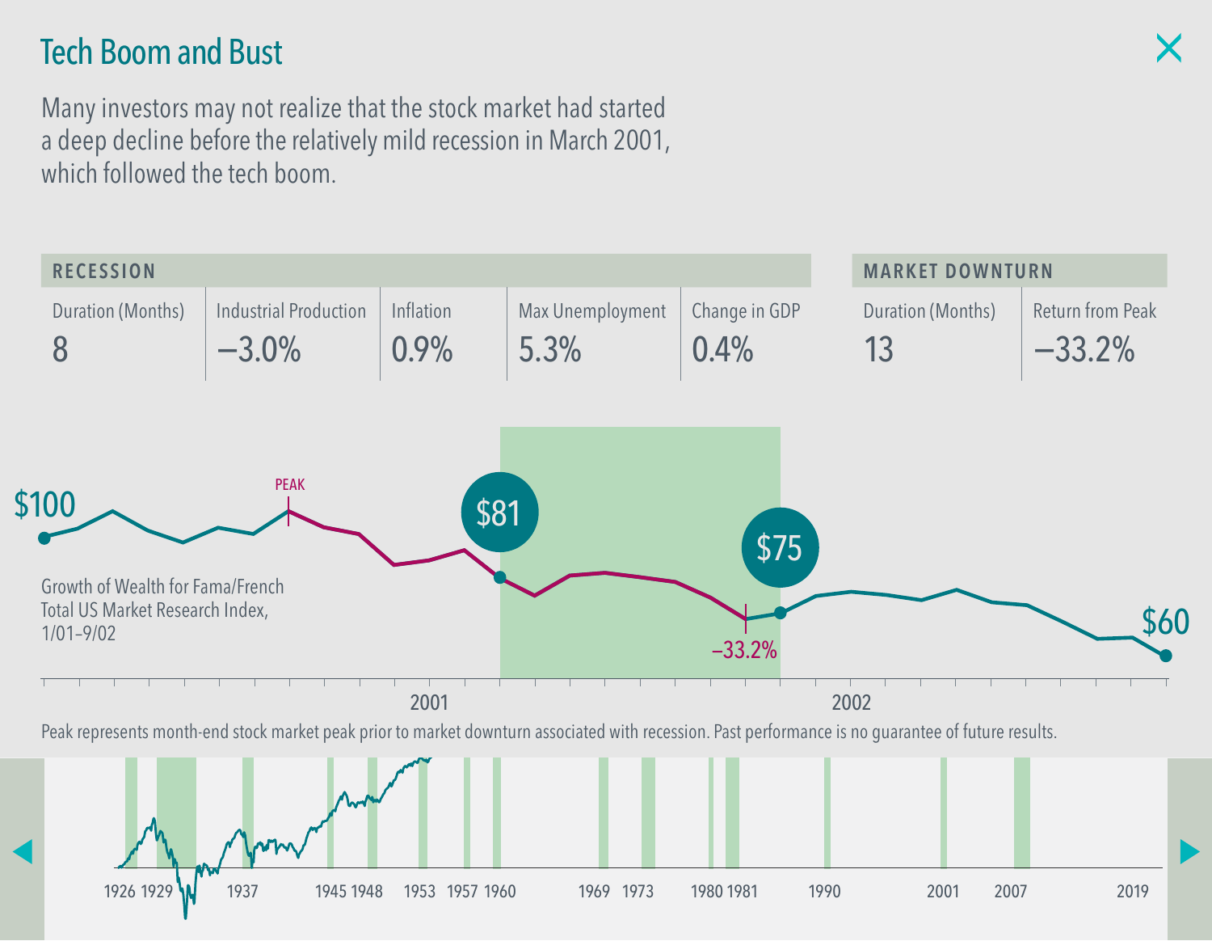# Tech Boom and Bust

Many investors may not realize that the stock market had started a deep decline before the relatively mild recession in March 2001, which followed the tech boom.

| RECESSION | | | | | MARKET DOWNTURN | |
|---|---|---|---|---|---|---|
| Duration (Months) | Industrial Production | Inflation | Max Unemployment | Change in GDP | Duration (Months) | Return from Peak |
| 8 | –3.0% | 0.9% | 5.3% | 0.4% | 13 | –33.2% |

$100 · PEAK · $81 · $75 · –33.2% · $60

Growth of Wealth for Fama/French Total US Market Research Index, 1/01–9/02

2001 · 2002

Peak represents month-end stock market peak prior to market downturn associated with recession. Past performance is no guarantee of future results.

1926 1929 1937 1945 1948 1953 1957 1960 1969 1973 1980 1981 1990 2001 2007 2019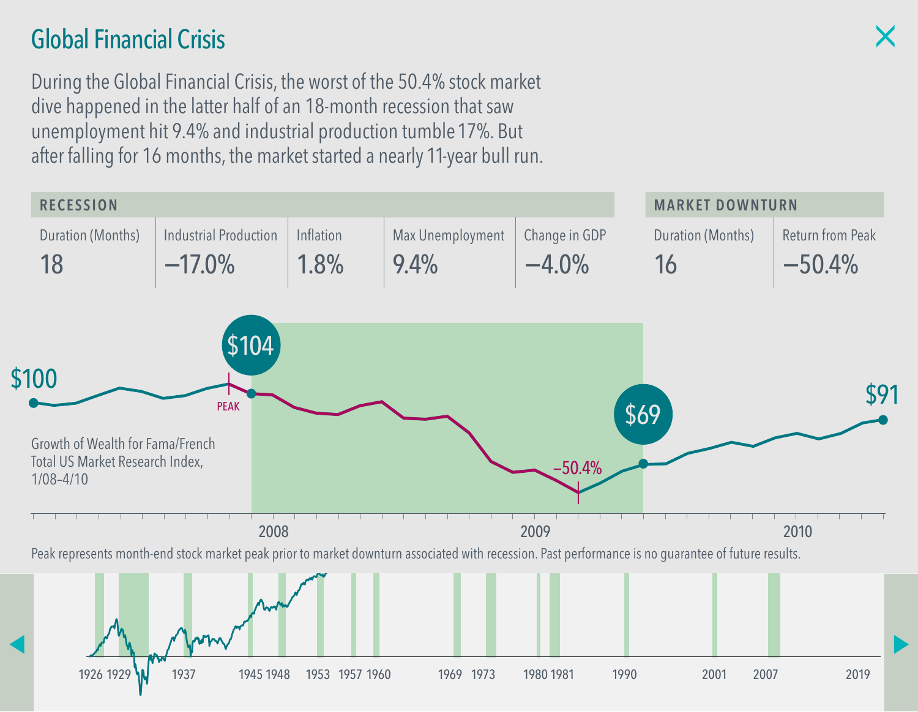# Global Financial Crisis

During the Global Financial Crisis, the worst of the 50.4% stock market dive happened in the latter half of an 18-month recession that saw unemployment hit 9.4% and industrial production tumble 17%. But after falling for 16 months, the market started a nearly 11-year bull run.

| RECESSION | | | | | MARKET DOWNTURN | |
|---|---|---|---|---|---|---|
| Duration (Months) | Industrial Production | Inflation | Max Unemployment | Change in GDP | Duration (Months) | Return from Peak |
| 18 | –17.0% | 1.8% | 9.4% | –4.0% | 16 | –50.4% |

$100 · $104 · PEAK · –50.4% · $69 · $91

Growth of Wealth for Fama/French Total US Market Research Index, 1/08–4/10

2008 · 2009 · 2010

Peak represents month-end stock market peak prior to market downturn associated with recession. Past performance is no guarantee of future results.

1926 1929 1937 1945 1948 1953 1957 1960 1969 1973 1980 1981 1990 2001 2007 2019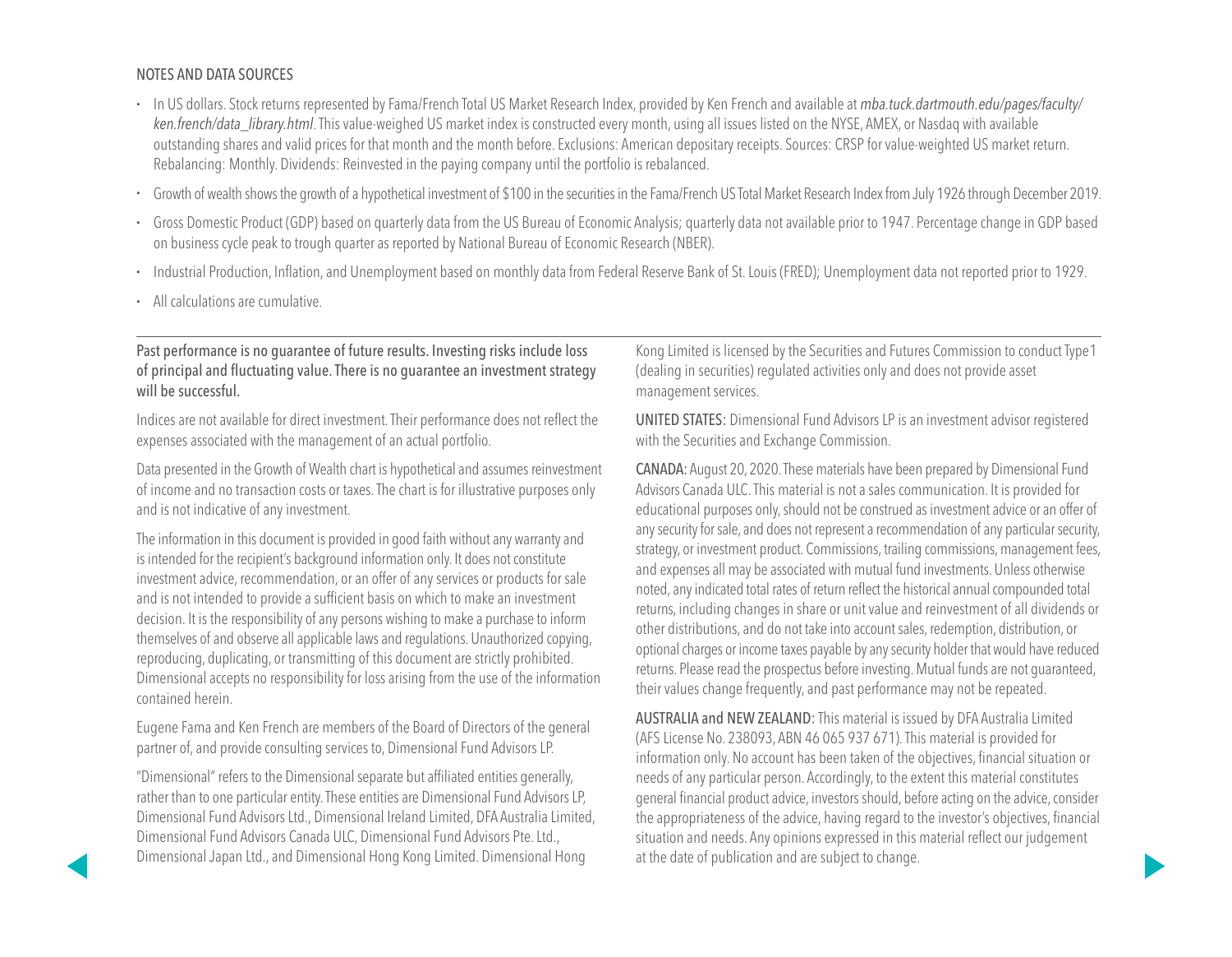## NOTES AND DATA SOURCES

- In US dollars. Stock returns represented by Fama/French Total US Market Research Index, provided by Ken French and available at *mba.tuck.dartmouth.edu/pages/faculty/ken.french/data_library.html*. This value-weighed US market index is constructed every month, using all issues listed on the NYSE, AMEX, or Nasdaq with available outstanding shares and valid prices for that month and the month before. Exclusions: American depositary receipts. Sources: CRSP for value-weighted US market return. Rebalancing: Monthly. Dividends: Reinvested in the paying company until the portfolio is rebalanced.
- Growth of wealth shows the growth of a hypothetical investment of $100 in the securities in the Fama/French US Total Market Research Index from July 1926 through December 2019.
- Gross Domestic Product (GDP) based on quarterly data from the US Bureau of Economic Analysis; quarterly data not available prior to 1947. Percentage change in GDP based on business cycle peak to trough quarter as reported by National Bureau of Economic Research (NBER).
- Industrial Production, Inflation, and Unemployment based on monthly data from Federal Reserve Bank of St. Louis (FRED); Unemployment data not reported prior to 1929.
- All calculations are cumulative.

---

Past performance is no guarantee of future results. Investing risks include loss of principal and fluctuating value. There is no guarantee an investment strategy will be successful.

Indices are not available for direct investment. Their performance does not reflect the expenses associated with the management of an actual portfolio.

Data presented in the Growth of Wealth chart is hypothetical and assumes reinvestment of income and no transaction costs or taxes. The chart is for illustrative purposes only and is not indicative of any investment.

The information in this document is provided in good faith without any warranty and is intended for the recipient's background information only. It does not constitute investment advice, recommendation, or an offer of any services or products for sale and is not intended to provide a sufficient basis on which to make an investment decision. It is the responsibility of any persons wishing to make a purchase to inform themselves of and observe all applicable laws and regulations. Unauthorized copying, reproducing, duplicating, or transmitting of this document are strictly prohibited. Dimensional accepts no responsibility for loss arising from the use of the information contained herein.

Eugene Fama and Ken French are members of the Board of Directors of the general partner of, and provide consulting services to, Dimensional Fund Advisors LP.

"Dimensional" refers to the Dimensional separate but affiliated entities generally, rather than to one particular entity. These entities are Dimensional Fund Advisors LP, Dimensional Fund Advisors Ltd., Dimensional Ireland Limited, DFA Australia Limited, Dimensional Fund Advisors Canada ULC, Dimensional Fund Advisors Pte. Ltd., Dimensional Japan Ltd., and Dimensional Hong Kong Limited. Dimensional Hong Kong Limited is licensed by the Securities and Futures Commission to conduct Type 1 (dealing in securities) regulated activities only and does not provide asset management services.

UNITED STATES: Dimensional Fund Advisors LP is an investment advisor registered with the Securities and Exchange Commission.

CANADA: August 20, 2020. These materials have been prepared by Dimensional Fund Advisors Canada ULC. This material is not a sales communication. It is provided for educational purposes only, should not be construed as investment advice or an offer of any security for sale, and does not represent a recommendation of any particular security, strategy, or investment product. Commissions, trailing commissions, management fees, and expenses all may be associated with mutual fund investments. Unless otherwise noted, any indicated total rates of return reflect the historical annual compounded total returns, including changes in share or unit value and reinvestment of all dividends or other distributions, and do not take into account sales, redemption, distribution, or optional charges or income taxes payable by any security holder that would have reduced returns. Please read the prospectus before investing. Mutual funds are not guaranteed, their values change frequently, and past performance may not be repeated.

AUSTRALIA and NEW ZEALAND: This material is issued by DFA Australia Limited (AFS License No. 238093, ABN 46 065 937 671). This material is provided for information only. No account has been taken of the objectives, financial situation or needs of any particular person. Accordingly, to the extent this material constitutes general financial product advice, investors should, before acting on the advice, consider the appropriateness of the advice, having regard to the investor's objectives, financial situation and needs. Any opinions expressed in this material reflect our judgement at the date of publication and are subject to change.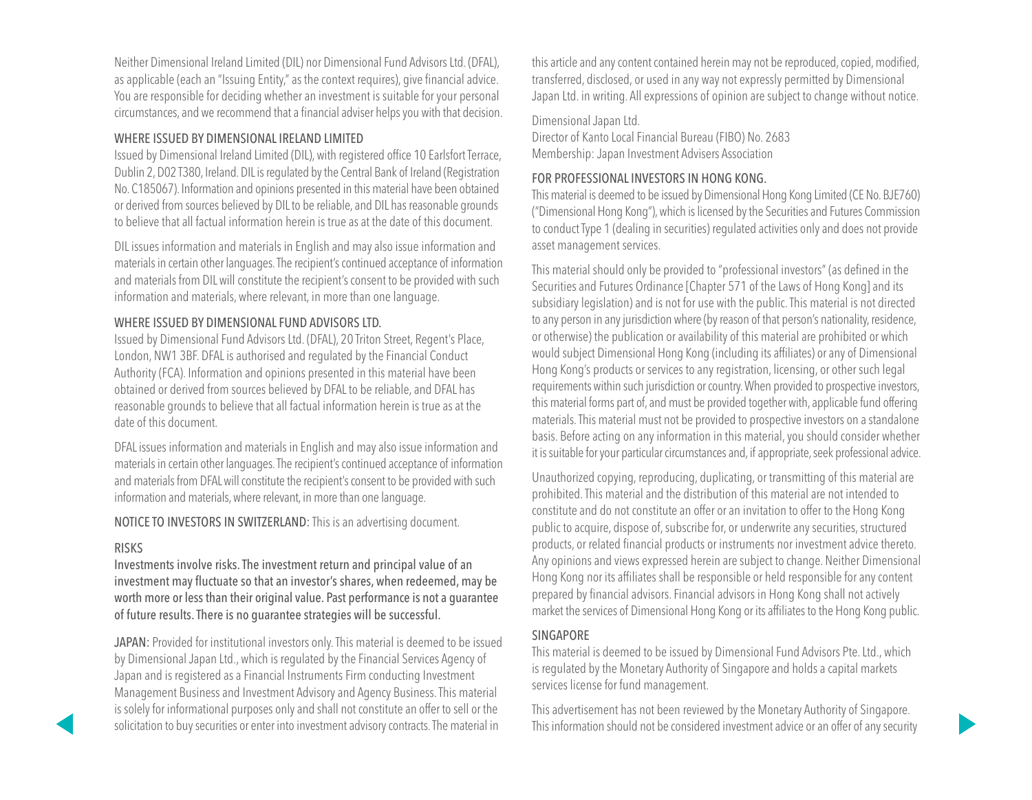Neither Dimensional Ireland Limited (DIL) nor Dimensional Fund Advisors Ltd. (DFAL), as applicable (each an "Issuing Entity," as the context requires), give financial advice. You are responsible for deciding whether an investment is suitable for your personal circumstances, and we recommend that a financial adviser helps you with that decision.

WHERE ISSUED BY DIMENSIONAL IRELAND LIMITED

Issued by Dimensional Ireland Limited (DIL), with registered office 10 Earlsfort Terrace, Dublin 2, D02 T380, Ireland. DIL is regulated by the Central Bank of Ireland (Registration No. C185067). Information and opinions presented in this material have been obtained or derived from sources believed by DIL to be reliable, and DIL has reasonable grounds to believe that all factual information herein is true as at the date of this document.

DIL issues information and materials in English and may also issue information and materials in certain other languages. The recipient's continued acceptance of information and materials from DIL will constitute the recipient's consent to be provided with such information and materials, where relevant, in more than one language.

WHERE ISSUED BY DIMENSIONAL FUND ADVISORS LTD.

Issued by Dimensional Fund Advisors Ltd. (DFAL), 20 Triton Street, Regent's Place, London, NW1 3BF. DFAL is authorised and regulated by the Financial Conduct Authority (FCA). Information and opinions presented in this material have been obtained or derived from sources believed by DFAL to be reliable, and DFAL has reasonable grounds to believe that all factual information herein is true as at the date of this document.

DFAL issues information and materials in English and may also issue information and materials in certain other languages. The recipient's continued acceptance of information and materials from DFAL will constitute the recipient's consent to be provided with such information and materials, where relevant, in more than one language.

NOTICE TO INVESTORS IN SWITZERLAND: This is an advertising document.

RISKS

**Investments involve risks. The investment return and principal value of an investment may fluctuate so that an investor's shares, when redeemed, may be worth more or less than their original value. Past performance is not a guarantee of future results. There is no guarantee strategies will be successful.**

JAPAN: Provided for institutional investors only. This material is deemed to be issued by Dimensional Japan Ltd., which is regulated by the Financial Services Agency of Japan and is registered as a Financial Instruments Firm conducting Investment Management Business and Investment Advisory and Agency Business. This material is solely for informational purposes only and shall not constitute an offer to sell or the solicitation to buy securities or enter into investment advisory contracts. The material in this article and any content contained herein may not be reproduced, copied, modified, transferred, disclosed, or used in any way not expressly permitted by Dimensional Japan Ltd. in writing. All expressions of opinion are subject to change without notice.

Dimensional Japan Ltd.
Director of Kanto Local Financial Bureau (FIBO) No. 2683
Membership: Japan Investment Advisers Association

FOR PROFESSIONAL INVESTORS IN HONG KONG.

This material is deemed to be issued by Dimensional Hong Kong Limited (CE No. BJE760) ("Dimensional Hong Kong"), which is licensed by the Securities and Futures Commission to conduct Type 1 (dealing in securities) regulated activities only and does not provide asset management services.

This material should only be provided to "professional investors" (as defined in the Securities and Futures Ordinance [Chapter 571 of the Laws of Hong Kong] and its subsidiary legislation) and is not for use with the public. This material is not directed to any person in any jurisdiction where (by reason of that person's nationality, residence, or otherwise) the publication or availability of this material are prohibited or which would subject Dimensional Hong Kong (including its affiliates) or any of Dimensional Hong Kong's products or services to any registration, licensing, or other such legal requirements within such jurisdiction or country. When provided to prospective investors, this material forms part of, and must be provided together with, applicable fund offering materials. This material must not be provided to prospective investors on a standalone basis. Before acting on any information in this material, you should consider whether it is suitable for your particular circumstances and, if appropriate, seek professional advice.

Unauthorized copying, reproducing, duplicating, or transmitting of this material are prohibited. This material and the distribution of this material are not intended to constitute and do not constitute an offer or an invitation to offer to the Hong Kong public to acquire, dispose of, subscribe for, or underwrite any securities, structured products, or related financial products or instruments nor investment advice thereto. Any opinions and views expressed herein are subject to change. Neither Dimensional Hong Kong nor its affiliates shall be responsible or held responsible for any content prepared by financial advisors. Financial advisors in Hong Kong shall not actively market the services of Dimensional Hong Kong or its affiliates to the Hong Kong public.

SINGAPORE

This material is deemed to be issued by Dimensional Fund Advisors Pte. Ltd., which is regulated by the Monetary Authority of Singapore and holds a capital markets services license for fund management.

This advertisement has not been reviewed by the Monetary Authority of Singapore. This information should not be considered investment advice or an offer of any security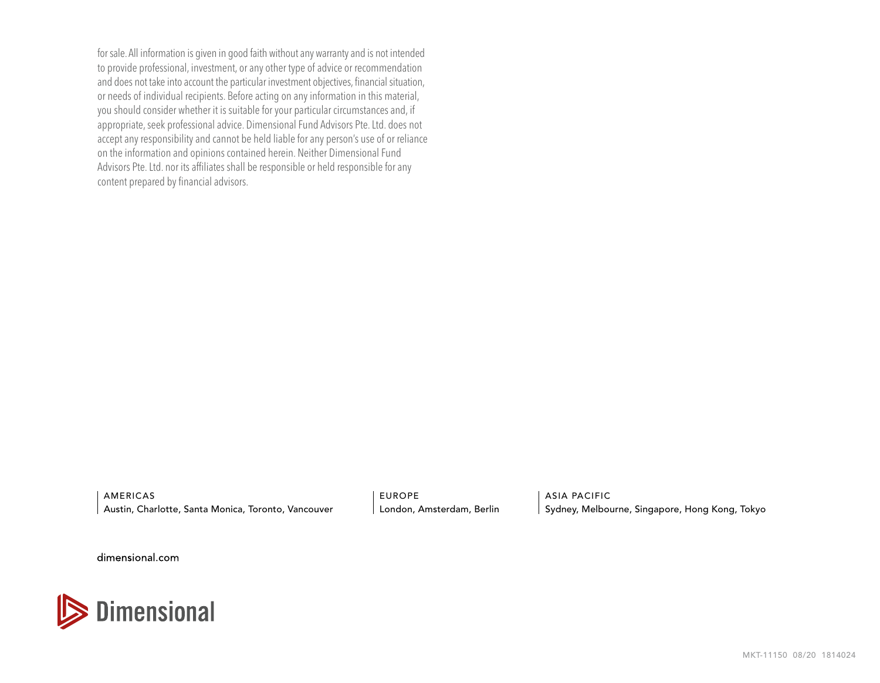for sale. All information is given in good faith without any warranty and is not intended to provide professional, investment, or any other type of advice or recommendation and does not take into account the particular investment objectives, financial situation, or needs of individual recipients. Before acting on any information in this material, you should consider whether it is suitable for your particular circumstances and, if appropriate, seek professional advice. Dimensional Fund Advisors Pte. Ltd. does not accept any responsibility and cannot be held liable for any person's use of or reliance on the information and opinions contained herein. Neither Dimensional Fund Advisors Pte. Ltd. nor its affiliates shall be responsible or held responsible for any content prepared by financial advisors.

AMERICAS
Austin, Charlotte, Santa Monica, Toronto, Vancouver

EUROPE
London, Amsterdam, Berlin

ASIA PACIFIC
Sydney, Melbourne, Singapore, Hong Kong, Tokyo

dimensional.com

Dimensional

MKT-11150 08/20 1814024